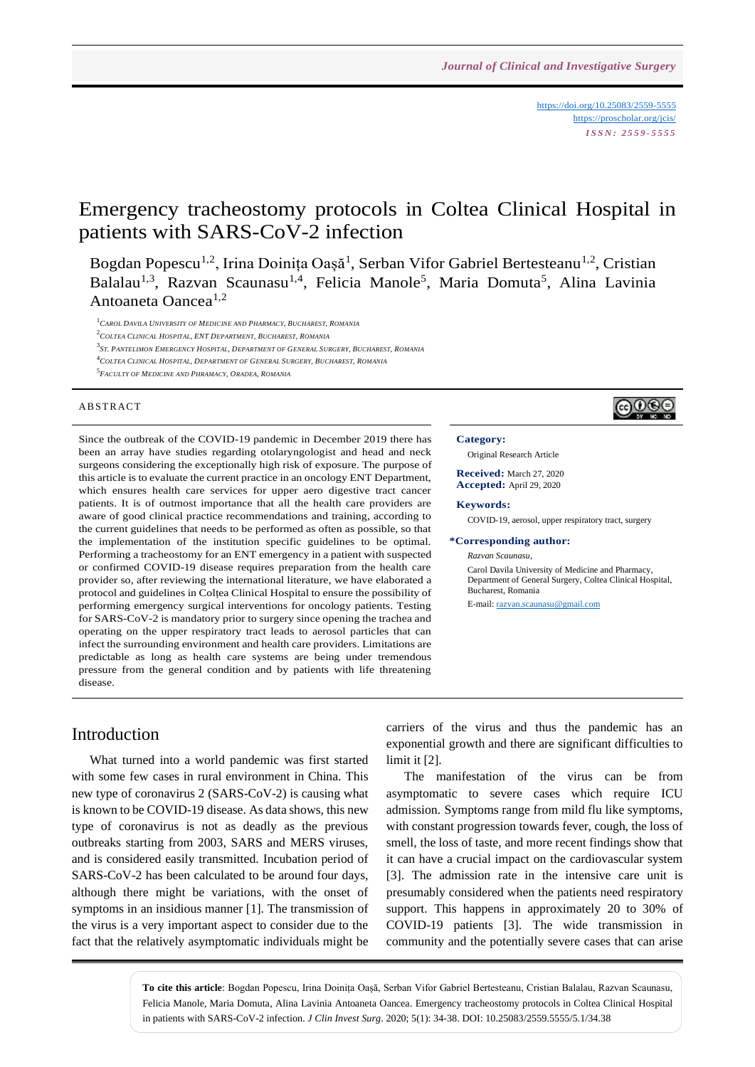https://doi.org/10.25083/2559-5555
https://proscholar.org/jcis/
*ISSN: 2559-5555*

# Emergency tracheostomy protocols in Coltea Clinical Hospital in patients with SARS-CoV-2 infection

Bogdan Popescu[1,2], Irina Doinița Oașă[1], Serban Vifor Gabriel Bertesteanu[1,2], Cristian Balalau[1,3], Razvan Scaunasu[1,4], Felicia Manole[5], Maria Domuta[5], Alina Lavinia Antoaneta Oancea[1,2]

[1] Carol Davila University of Medicine and Pharmacy, Bucharest, Romania
[2] Coltea Clinical Hospital, ENT Department, Bucharest, Romania
[3] St. Pantelimon Emergency Hospital, Department of General Surgery, Bucharest, Romania
[4] Coltea Clinical Hospital, Department of General Surgery, Bucharest, Romania
[5] Faculty of Medicine and Phramacy, Oradea, Romania

## ABSTRACT

Since the outbreak of the COVID-19 pandemic in December 2019 there has been an array have studies regarding otolaryngologist and head and neck surgeons considering the exceptionally high risk of exposure. The purpose of this article is to evaluate the current practice in an oncology ENT Department, which ensures health care services for upper aero digestive tract cancer patients. It is of outmost importance that all the health care providers are aware of good clinical practice recommendations and training, according to the current guidelines that needs to be performed as often as possible, so that the implementation of the institution specific guidelines to be optimal. Performing a tracheostomy for an ENT emergency in a patient with suspected or confirmed COVID-19 disease requires preparation from the health care provider so, after reviewing the international literature, we have elaborated a protocol and guidelines in Colțea Clinical Hospital to ensure the possibility of performing emergency surgical interventions for oncology patients. Testing for SARS-CoV-2 is mandatory prior to surgery since opening the trachea and operating on the upper respiratory tract leads to aerosol particles that can infect the surrounding environment and health care providers. Limitations are predictable as long as health care systems are being under tremendous pressure from the general condition and by patients with life threatening disease.

**Category:**
Original Research Article

**Received:** March 27, 2020
**Accepted:** April 29, 2020

**Keywords:**
COVID-19, aerosol, upper respiratory tract, surgery

**\*Corresponding author:**
*Razvan Scaunasu,*
Carol Davila University of Medicine and Pharmacy, Department of General Surgery, Coltea Clinical Hospital, Bucharest, Romania
E-mail: razvan.scaunasu@gmail.com

## Introduction

What turned into a world pandemic was first started with some few cases in rural environment in China. This new type of coronavirus 2 (SARS-CoV-2) is causing what is known to be COVID-19 disease. As data shows, this new type of coronavirus is not as deadly as the previous outbreaks starting from 2003, SARS and MERS viruses, and is considered easily transmitted. Incubation period of SARS-CoV-2 has been calculated to be around four days, although there might be variations, with the onset of symptoms in an insidious manner [1]. The transmission of the virus is a very important aspect to consider due to the fact that the relatively asymptomatic individuals might be carriers of the virus and thus the pandemic has an exponential growth and there are significant difficulties to limit it [2].

The manifestation of the virus can be from asymptomatic to severe cases which require ICU admission. Symptoms range from mild flu like symptoms, with constant progression towards fever, cough, the loss of smell, the loss of taste, and more recent findings show that it can have a crucial impact on the cardiovascular system [3]. The admission rate in the intensive care unit is presumably considered when the patients need respiratory support. This happens in approximately 20 to 30% of COVID-19 patients [3]. The wide transmission in community and the potentially severe cases that can arise

**To cite this article**: Bogdan Popescu, Irina Doinița Oașă, Serban Vifor Gabriel Bertesteanu, Cristian Balalau, Razvan Scaunasu, Felicia Manole, Maria Domuta, Alina Lavinia Antoaneta Oancea. Emergency tracheostomy protocols in Coltea Clinical Hospital in patients with SARS-CoV-2 infection. *J Clin Invest Surg*. 2020; 5(1): 34-38. DOI: 10.25083/2559.5555/5.1/34.38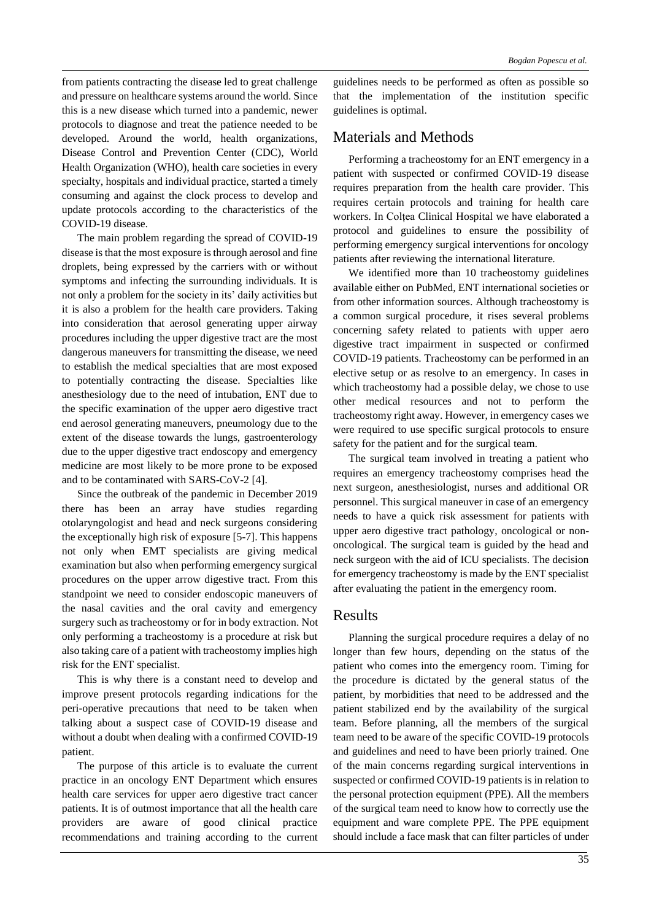from patients contracting the disease led to great challenge and pressure on healthcare systems around the world. Since this is a new disease which turned into a pandemic, newer protocols to diagnose and treat the patience needed to be developed. Around the world, health organizations, Disease Control and Prevention Center (CDC), World Health Organization (WHO), health care societies in every specialty, hospitals and individual practice, started a timely consuming and against the clock process to develop and update protocols according to the characteristics of the COVID-19 disease.

The main problem regarding the spread of COVID-19 disease is that the most exposure is through aerosol and fine droplets, being expressed by the carriers with or without symptoms and infecting the surrounding individuals. It is not only a problem for the society in its' daily activities but it is also a problem for the health care providers. Taking into consideration that aerosol generating upper airway procedures including the upper digestive tract are the most dangerous maneuvers for transmitting the disease, we need to establish the medical specialties that are most exposed to potentially contracting the disease. Specialties like anesthesiology due to the need of intubation, ENT due to the specific examination of the upper aero digestive tract end aerosol generating maneuvers, pneumology due to the extent of the disease towards the lungs, gastroenterology due to the upper digestive tract endoscopy and emergency medicine are most likely to be more prone to be exposed and to be contaminated with SARS-CoV-2 [4].

Since the outbreak of the pandemic in December 2019 there has been an array have studies regarding otolaryngologist and head and neck surgeons considering the exceptionally high risk of exposure [5-7]. This happens not only when EMT specialists are giving medical examination but also when performing emergency surgical procedures on the upper arrow digestive tract. From this standpoint we need to consider endoscopic maneuvers of the nasal cavities and the oral cavity and emergency surgery such as tracheostomy or for in body extraction. Not only performing a tracheostomy is a procedure at risk but also taking care of a patient with tracheostomy implies high risk for the ENT specialist.

This is why there is a constant need to develop and improve present protocols regarding indications for the peri-operative precautions that need to be taken when talking about a suspect case of COVID-19 disease and without a doubt when dealing with a confirmed COVID-19 patient.

The purpose of this article is to evaluate the current practice in an oncology ENT Department which ensures health care services for upper aero digestive tract cancer patients. It is of outmost importance that all the health care providers are aware of good clinical practice recommendations and training according to the current guidelines needs to be performed as often as possible so that the implementation of the institution specific guidelines is optimal.

## Materials and Methods

Performing a tracheostomy for an ENT emergency in a patient with suspected or confirmed COVID-19 disease requires preparation from the health care provider. This requires certain protocols and training for health care workers. In Colțea Clinical Hospital we have elaborated a protocol and guidelines to ensure the possibility of performing emergency surgical interventions for oncology patients after reviewing the international literature.

We identified more than 10 tracheostomy guidelines available either on PubMed, ENT international societies or from other information sources. Although tracheostomy is a common surgical procedure, it rises several problems concerning safety related to patients with upper aero digestive tract impairment in suspected or confirmed COVID-19 patients. Tracheostomy can be performed in an elective setup or as resolve to an emergency. In cases in which tracheostomy had a possible delay, we chose to use other medical resources and not to perform the tracheostomy right away. However, in emergency cases we were required to use specific surgical protocols to ensure safety for the patient and for the surgical team.

The surgical team involved in treating a patient who requires an emergency tracheostomy comprises head the next surgeon, anesthesiologist, nurses and additional OR personnel. This surgical maneuver in case of an emergency needs to have a quick risk assessment for patients with upper aero digestive tract pathology, oncological or non-oncological. The surgical team is guided by the head and neck surgeon with the aid of ICU specialists. The decision for emergency tracheostomy is made by the ENT specialist after evaluating the patient in the emergency room.

## Results

Planning the surgical procedure requires a delay of no longer than few hours, depending on the status of the patient who comes into the emergency room. Timing for the procedure is dictated by the general status of the patient, by morbidities that need to be addressed and the patient stabilized end by the availability of the surgical team. Before planning, all the members of the surgical team need to be aware of the specific COVID-19 protocols and guidelines and need to have been priorly trained. One of the main concerns regarding surgical interventions in suspected or confirmed COVID-19 patients is in relation to the personal protection equipment (PPE). All the members of the surgical team need to know how to correctly use the equipment and ware complete PPE. The PPE equipment should include a face mask that can filter particles of under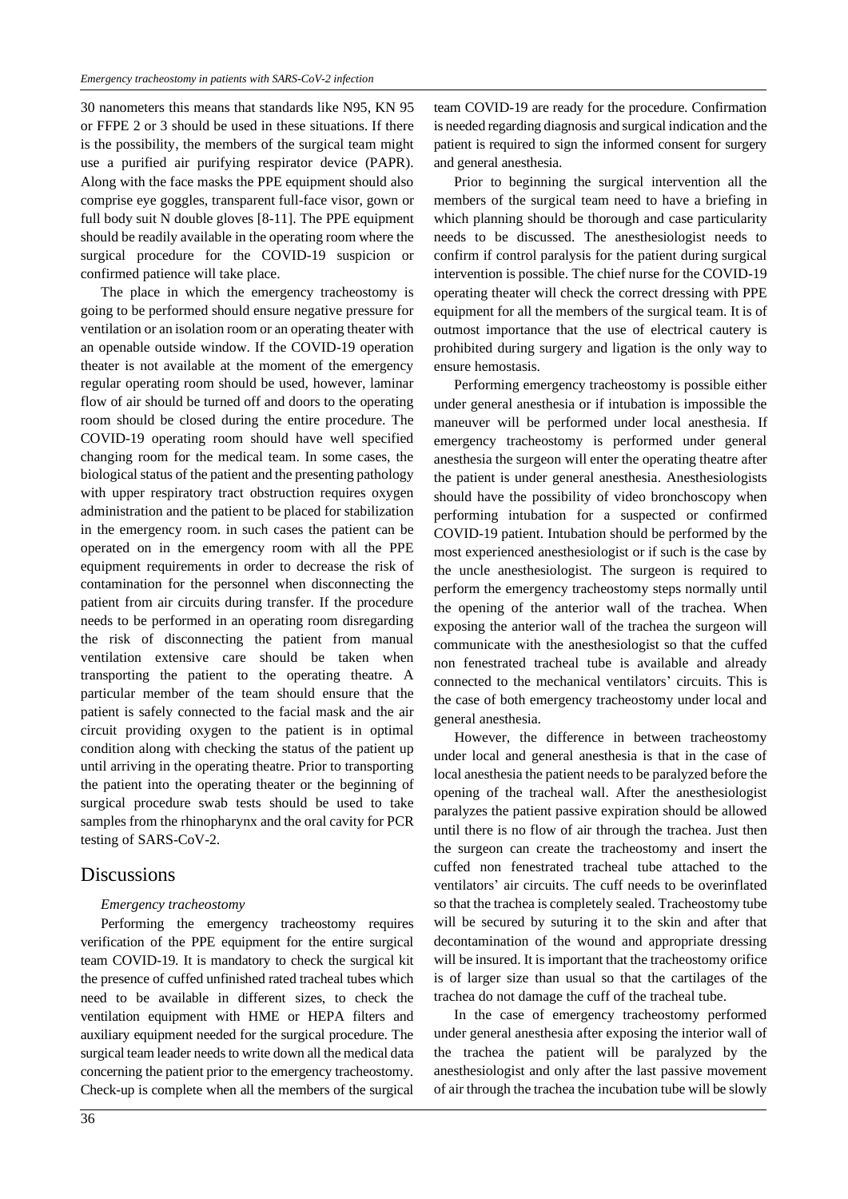30 nanometers this means that standards like N95, KN 95 or FFPE 2 or 3 should be used in these situations. If there is the possibility, the members of the surgical team might use a purified air purifying respirator device (PAPR). Along with the face masks the PPE equipment should also comprise eye goggles, transparent full-face visor, gown or full body suit N double gloves [8-11]. The PPE equipment should be readily available in the operating room where the surgical procedure for the COVID-19 suspicion or confirmed patience will take place.

The place in which the emergency tracheostomy is going to be performed should ensure negative pressure for ventilation or an isolation room or an operating theater with an openable outside window. If the COVID-19 operation theater is not available at the moment of the emergency regular operating room should be used, however, laminar flow of air should be turned off and doors to the operating room should be closed during the entire procedure. The COVID-19 operating room should have well specified changing room for the medical team. In some cases, the biological status of the patient and the presenting pathology with upper respiratory tract obstruction requires oxygen administration and the patient to be placed for stabilization in the emergency room. in such cases the patient can be operated on in the emergency room with all the PPE equipment requirements in order to decrease the risk of contamination for the personnel when disconnecting the patient from air circuits during transfer. If the procedure needs to be performed in an operating room disregarding the risk of disconnecting the patient from manual ventilation extensive care should be taken when transporting the patient to the operating theatre. A particular member of the team should ensure that the patient is safely connected to the facial mask and the air circuit providing oxygen to the patient is in optimal condition along with checking the status of the patient up until arriving in the operating theatre. Prior to transporting the patient into the operating theater or the beginning of surgical procedure swab tests should be used to take samples from the rhinopharynx and the oral cavity for PCR testing of SARS-CoV-2.

## Discussions

### *Emergency tracheostomy*

Performing the emergency tracheostomy requires verification of the PPE equipment for the entire surgical team COVID-19. It is mandatory to check the surgical kit the presence of cuffed unfinished rated tracheal tubes which need to be available in different sizes, to check the ventilation equipment with HME or HEPA filters and auxiliary equipment needed for the surgical procedure. The surgical team leader needs to write down all the medical data concerning the patient prior to the emergency tracheostomy. Check-up is complete when all the members of the surgical team COVID-19 are ready for the procedure. Confirmation is needed regarding diagnosis and surgical indication and the patient is required to sign the informed consent for surgery and general anesthesia.

Prior to beginning the surgical intervention all the members of the surgical team need to have a briefing in which planning should be thorough and case particularity needs to be discussed. The anesthesiologist needs to confirm if control paralysis for the patient during surgical intervention is possible. The chief nurse for the COVID-19 operating theater will check the correct dressing with PPE equipment for all the members of the surgical team. It is of outmost importance that the use of electrical cautery is prohibited during surgery and ligation is the only way to ensure hemostasis.

Performing emergency tracheostomy is possible either under general anesthesia or if intubation is impossible the maneuver will be performed under local anesthesia. If emergency tracheostomy is performed under general anesthesia the surgeon will enter the operating theatre after the patient is under general anesthesia. Anesthesiologists should have the possibility of video bronchoscopy when performing intubation for a suspected or confirmed COVID-19 patient. Intubation should be performed by the most experienced anesthesiologist or if such is the case by the uncle anesthesiologist. The surgeon is required to perform the emergency tracheostomy steps normally until the opening of the anterior wall of the trachea. When exposing the anterior wall of the trachea the surgeon will communicate with the anesthesiologist so that the cuffed non fenestrated tracheal tube is available and already connected to the mechanical ventilators' circuits. This is the case of both emergency tracheostomy under local and general anesthesia.

However, the difference in between tracheostomy under local and general anesthesia is that in the case of local anesthesia the patient needs to be paralyzed before the opening of the tracheal wall. After the anesthesiologist paralyzes the patient passive expiration should be allowed until there is no flow of air through the trachea. Just then the surgeon can create the tracheostomy and insert the cuffed non fenestrated tracheal tube attached to the ventilators' air circuits. The cuff needs to be overinflated so that the trachea is completely sealed. Tracheostomy tube will be secured by suturing it to the skin and after that decontamination of the wound and appropriate dressing will be insured. It is important that the tracheostomy orifice is of larger size than usual so that the cartilages of the trachea do not damage the cuff of the tracheal tube.

In the case of emergency tracheostomy performed under general anesthesia after exposing the interior wall of the trachea the patient will be paralyzed by the anesthesiologist and only after the last passive movement of air through the trachea the incubation tube will be slowly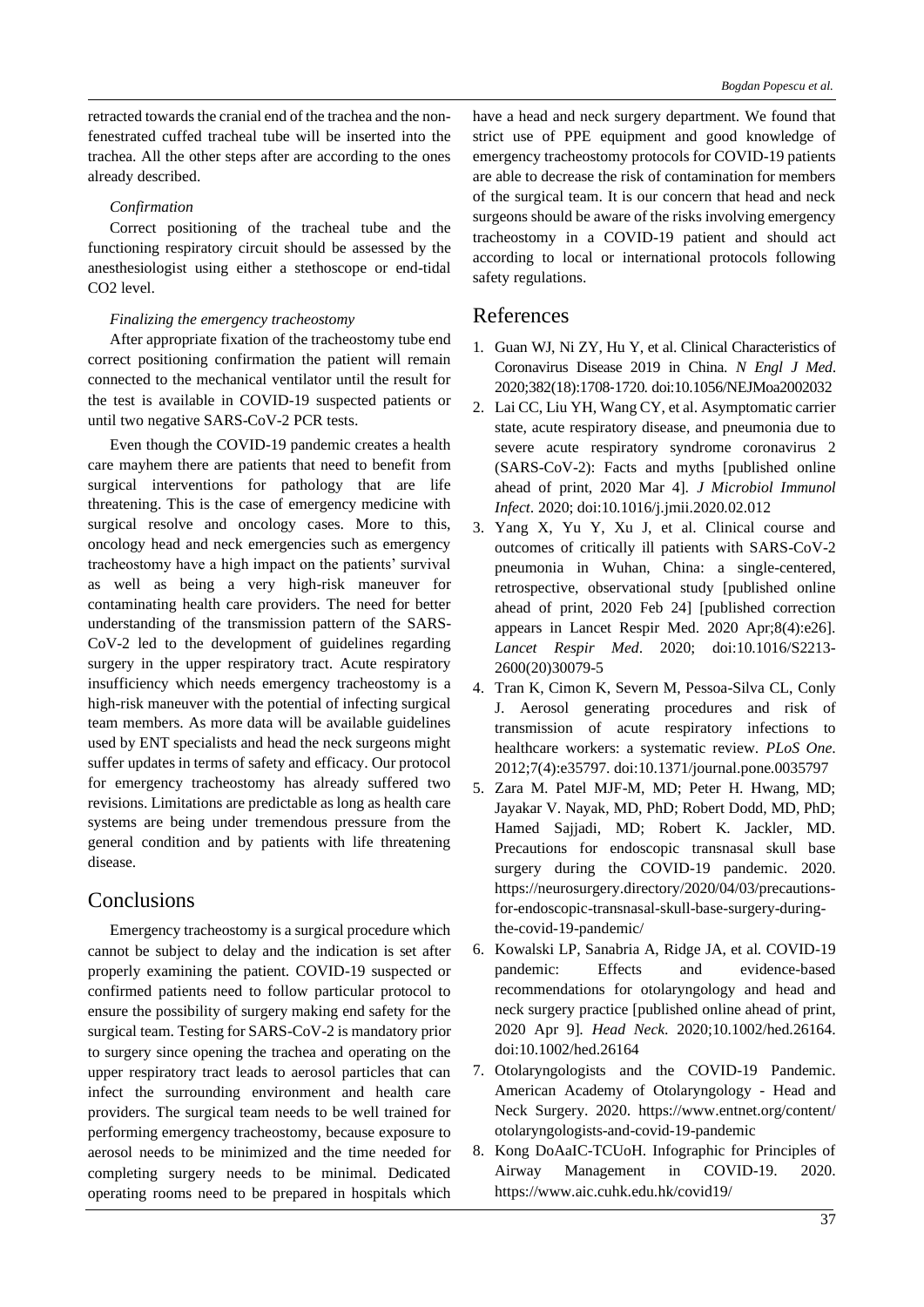retracted towards the cranial end of the trachea and the non-fenestrated cuffed tracheal tube will be inserted into the trachea. All the other steps after are according to the ones already described.

*Confirmation*

Correct positioning of the tracheal tube and the functioning respiratory circuit should be assessed by the anesthesiologist using either a stethoscope or end-tidal CO2 level.

*Finalizing the emergency tracheostomy*

After appropriate fixation of the tracheostomy tube end correct positioning confirmation the patient will remain connected to the mechanical ventilator until the result for the test is available in COVID-19 suspected patients or until two negative SARS-CoV-2 PCR tests.

Even though the COVID-19 pandemic creates a health care mayhem there are patients that need to benefit from surgical interventions for pathology that are life threatening. This is the case of emergency medicine with surgical resolve and oncology cases. More to this, oncology head and neck emergencies such as emergency tracheostomy have a high impact on the patients' survival as well as being a very high-risk maneuver for contaminating health care providers. The need for better understanding of the transmission pattern of the SARS-CoV-2 led to the development of guidelines regarding surgery in the upper respiratory tract. Acute respiratory insufficiency which needs emergency tracheostomy is a high-risk maneuver with the potential of infecting surgical team members. As more data will be available guidelines used by ENT specialists and head the neck surgeons might suffer updates in terms of safety and efficacy. Our protocol for emergency tracheostomy has already suffered two revisions. Limitations are predictable as long as health care systems are being under tremendous pressure from the general condition and by patients with life threatening disease.

## Conclusions

Emergency tracheostomy is a surgical procedure which cannot be subject to delay and the indication is set after properly examining the patient. COVID-19 suspected or confirmed patients need to follow particular protocol to ensure the possibility of surgery making end safety for the surgical team. Testing for SARS-CoV-2 is mandatory prior to surgery since opening the trachea and operating on the upper respiratory tract leads to aerosol particles that can infect the surrounding environment and health care providers. The surgical team needs to be well trained for performing emergency tracheostomy, because exposure to aerosol needs to be minimized and the time needed for completing surgery needs to be minimal. Dedicated operating rooms need to be prepared in hospitals which have a head and neck surgery department. We found that strict use of PPE equipment and good knowledge of emergency tracheostomy protocols for COVID-19 patients are able to decrease the risk of contamination for members of the surgical team. It is our concern that head and neck surgeons should be aware of the risks involving emergency tracheostomy in a COVID-19 patient and should act according to local or international protocols following safety regulations.

## References

1. Guan WJ, Ni ZY, Hu Y, et al. Clinical Characteristics of Coronavirus Disease 2019 in China. *N Engl J Med*. 2020;382(18):1708-1720. doi:10.1056/NEJMoa2002032
2. Lai CC, Liu YH, Wang CY, et al. Asymptomatic carrier state, acute respiratory disease, and pneumonia due to severe acute respiratory syndrome coronavirus 2 (SARS-CoV-2): Facts and myths [published online ahead of print, 2020 Mar 4]. *J Microbiol Immunol Infect*. 2020; doi:10.1016/j.jmii.2020.02.012
3. Yang X, Yu Y, Xu J, et al. Clinical course and outcomes of critically ill patients with SARS-CoV-2 pneumonia in Wuhan, China: a single-centered, retrospective, observational study [published online ahead of print, 2020 Feb 24] [published correction appears in Lancet Respir Med. 2020 Apr;8(4):e26]. *Lancet Respir Med*. 2020; doi:10.1016/S2213-2600(20)30079-5
4. Tran K, Cimon K, Severn M, Pessoa-Silva CL, Conly J. Aerosol generating procedures and risk of transmission of acute respiratory infections to healthcare workers: a systematic review. *PLoS One*. 2012;7(4):e35797. doi:10.1371/journal.pone.0035797
5. Zara M. Patel MJF-M, MD; Peter H. Hwang, MD; Jayakar V. Nayak, MD, PhD; Robert Dodd, MD, PhD; Hamed Sajjadi, MD; Robert K. Jackler, MD. Precautions for endoscopic transnasal skull base surgery during the COVID-19 pandemic. 2020. https://neurosurgery.directory/2020/04/03/precautions-for-endoscopic-transnasal-skull-base-surgery-during-the-covid-19-pandemic/
6. Kowalski LP, Sanabria A, Ridge JA, et al. COVID-19 pandemic: Effects and evidence-based recommendations for otolaryngology and head and neck surgery practice [published online ahead of print, 2020 Apr 9]. *Head Neck*. 2020;10.1002/hed.26164. doi:10.1002/hed.26164
7. Otolaryngologists and the COVID-19 Pandemic. American Academy of Otolaryngology - Head and Neck Surgery. 2020. https://www.entnet.org/content/otolaryngologists-and-covid-19-pandemic
8. Kong DoAaIC-TCUoH. Infographic for Principles of Airway Management in COVID-19. 2020. https://www.aic.cuhk.edu.hk/covid19/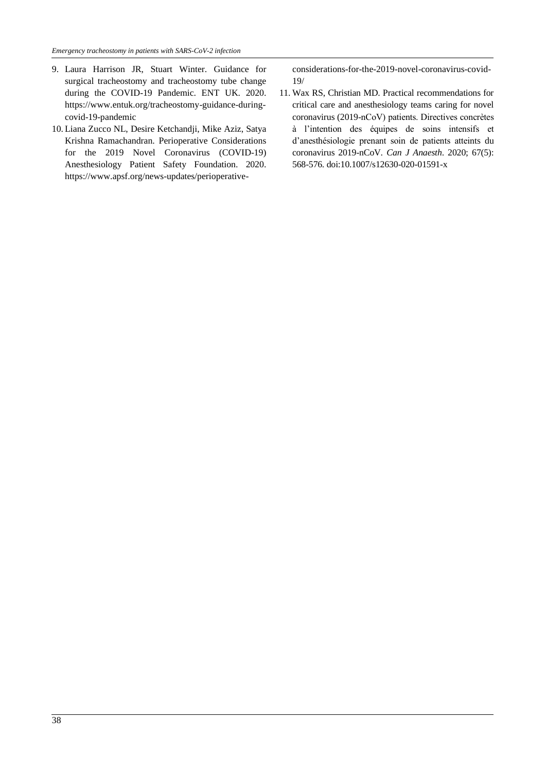9. Laura Harrison JR, Stuart Winter. Guidance for surgical tracheostomy and tracheostomy tube change during the COVID-19 Pandemic. ENT UK. 2020. https://www.entuk.org/tracheostomy-guidance-during-covid-19-pandemic
10. Liana Zucco NL, Desire Ketchandji, Mike Aziz, Satya Krishna Ramachandran. Perioperative Considerations for the 2019 Novel Coronavirus (COVID-19) Anesthesiology Patient Safety Foundation. 2020. https://www.apsf.org/news-updates/perioperative-considerations-for-the-2019-novel-coronavirus-covid-19/
11. Wax RS, Christian MD. Practical recommendations for critical care and anesthesiology teams caring for novel coronavirus (2019-nCoV) patients. Directives concrètes à l'intention des équipes de soins intensifs et d'anesthésiologie prenant soin de patients atteints du coronavirus 2019-nCoV. *Can J Anaesth*. 2020; 67(5): 568-576. doi:10.1007/s12630-020-01591-x